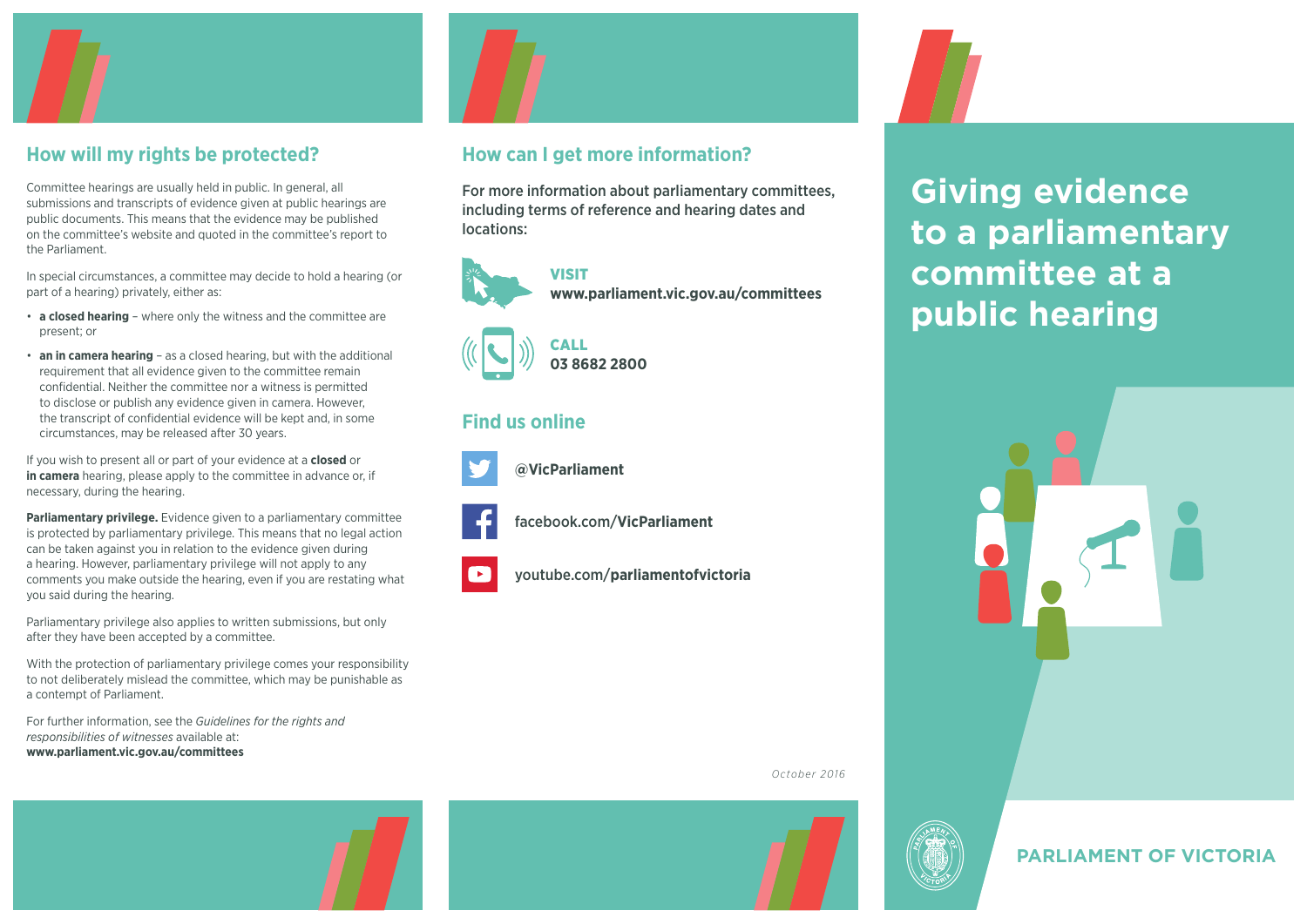## How will my rights be protected?

Committee hearings are usually held in public. In general, all submissions and transcripts of evidence given at public hearings are public documents. This means that the evidence may be published on the committee's website and quoted in the committee's report to the Parliament.

In special circumstances, a committee may decide to hold a hearing (or part of a hearing) privately, either as:

- **a closed hearing** – where only the witness and the committee are present; or
- **an in camera hearing** – as a closed hearing, but with the additional requirement that all evidence given to the committee remain confidential. Neither the committee nor a witness is permitted to disclose or publish any evidence given in camera. However, the transcript of confidential evidence will be kept and, in some circumstances, may be released after 30 years.

If you wish to present all or part of your evidence at a **closed** or **in camera** hearing, please apply to the committee in advance or, if necessary, during the hearing.

**Parliamentary privilege.** Evidence given to a parliamentary committee is protected by parliamentary privilege. This means that no legal action can be taken against you in relation to the evidence given during a hearing. However, parliamentary privilege will not apply to any comments you make outside the hearing, even if you are restating what you said during the hearing.

Parliamentary privilege also applies to written submissions, but only after they have been accepted by a committee.

With the protection of parliamentary privilege comes your responsibility to not deliberately mislead the committee, which may be punishable as a contempt of Parliament.

For further information, see the *Guidelines for the rights and responsibilities of witnesses* available at:
**www.parliament.vic.gov.au/committees**

## How can I get more information?

For more information about parliamentary committees, including terms of reference and hearing dates and locations:

**VISIT**
**www.parliament.vic.gov.au/committees**

**CALL**
**03 8682 2800**

## Find us online

**@VicParliament**

facebook.com/**VicParliament**

youtube.com/**parliamentofvictoria**

*October 2016*

# Giving evidence to a parliamentary committee at a public hearing

**PARLIAMENT OF VICTORIA**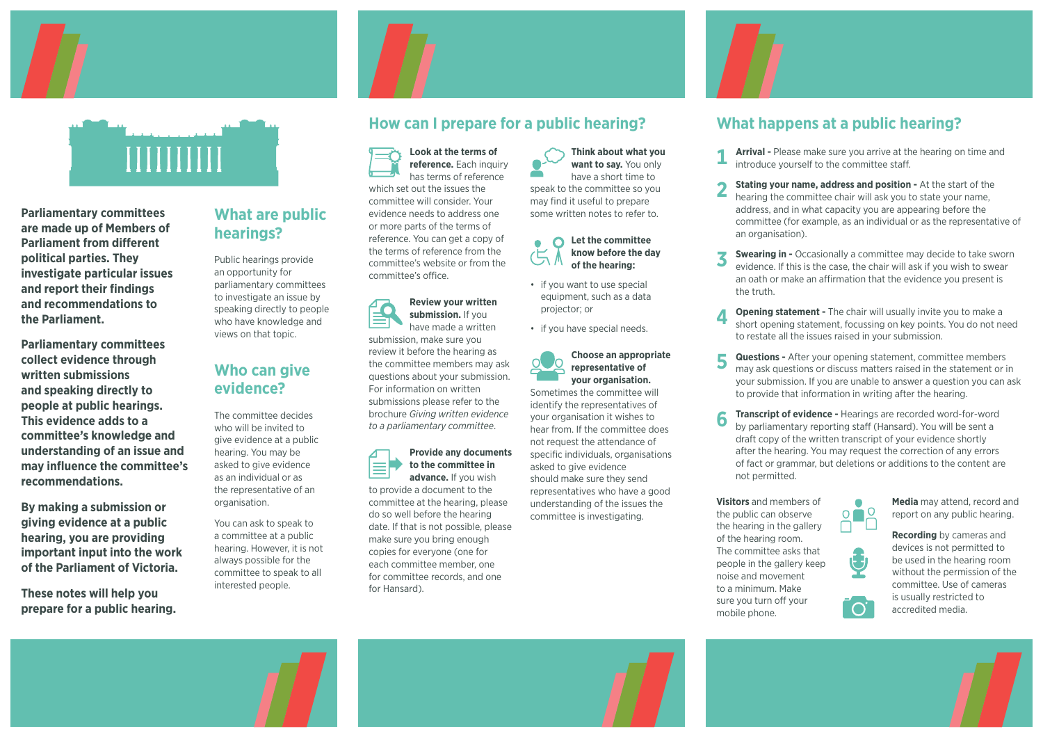**Parliamentary committees are made up of Members of Parliament from different political parties. They investigate particular issues and report their findings and recommendations to the Parliament.**

**Parliamentary committees collect evidence through written submissions and speaking directly to people at public hearings. This evidence adds to a committee's knowledge and understanding of an issue and may influence the committee's recommendations.**

**By making a submission or giving evidence at a public hearing, you are providing important input into the work of the Parliament of Victoria.**

**These notes will help you prepare for a public hearing.**

## What are public hearings?

Public hearings provide an opportunity for parliamentary committees to investigate an issue by speaking directly to people who have knowledge and views on that topic.

## Who can give evidence?

The committee decides who will be invited to give evidence at a public hearing. You may be asked to give evidence as an individual or as the representative of an organisation.

You can ask to speak to a committee at a public hearing. However, it is not always possible for the committee to speak to all interested people.

## How can I prepare for a public hearing?

**Look at the terms of reference.** Each inquiry has terms of reference which set out the issues the committee will consider. Your evidence needs to address one or more parts of the terms of reference. You can get a copy of the terms of reference from the committee's website or from the committee's office.

**Review your written submission.** If you have made a written submission, make sure you review it before the hearing as the committee members may ask questions about your submission. For information on written submissions please refer to the brochure *Giving written evidence to a parliamentary committee*.

**Provide any documents to the committee in advance.** If you wish to provide a document to the committee at the hearing, please do so well before the hearing date. If that is not possible, please make sure you bring enough copies for everyone (one for each committee member, one for committee records, and one for Hansard).

**Think about what you want to say.** You only have a short time to speak to the committee so you may find it useful to prepare some written notes to refer to.

**Let the committee know before the day of the hearing:**

- if you want to use special equipment, such as a data projector; or
- if you have special needs.

**Choose an appropriate representative of your organisation.** Sometimes the committee will identify the representatives of your organisation it wishes to hear from. If the committee does not request the attendance of specific individuals, organisations asked to give evidence should make sure they send representatives who have a good understanding of the issues the committee is investigating.

## What happens at a public hearing?

1. **Arrival -** Please make sure you arrive at the hearing on time and introduce yourself to the committee staff.
2. **Stating your name, address and position -** At the start of the hearing the committee chair will ask you to state your name, address, and in what capacity you are appearing before the committee (for example, as an individual or as the representative of an organisation).
3. **Swearing in -** Occasionally a committee may decide to take sworn evidence. If this is the case, the chair will ask if you wish to swear an oath or make an affirmation that the evidence you present is the truth.
4. **Opening statement -** The chair will usually invite you to make a short opening statement, focussing on key points. You do not need to restate all the issues raised in your submission.
5. **Questions -** After your opening statement, committee members may ask questions or discuss matters raised in the statement or in your submission. If you are unable to answer a question you can ask to provide that information in writing after the hearing.
6. **Transcript of evidence -** Hearings are recorded word-for-word by parliamentary reporting staff (Hansard). You will be sent a draft copy of the written transcript of your evidence shortly after the hearing. You may request the correction of any errors of fact or grammar, but deletions or additions to the content are not permitted.

**Visitors** and members of the public can observe the hearing in the gallery of the hearing room. The committee asks that people in the gallery keep noise and movement to a minimum. Make sure you turn off your mobile phone.

**Media** may attend, record and report on any public hearing.

**Recording** by cameras and devices is not permitted to be used in the hearing room without the permission of the committee. Use of cameras is usually restricted to accredited media.